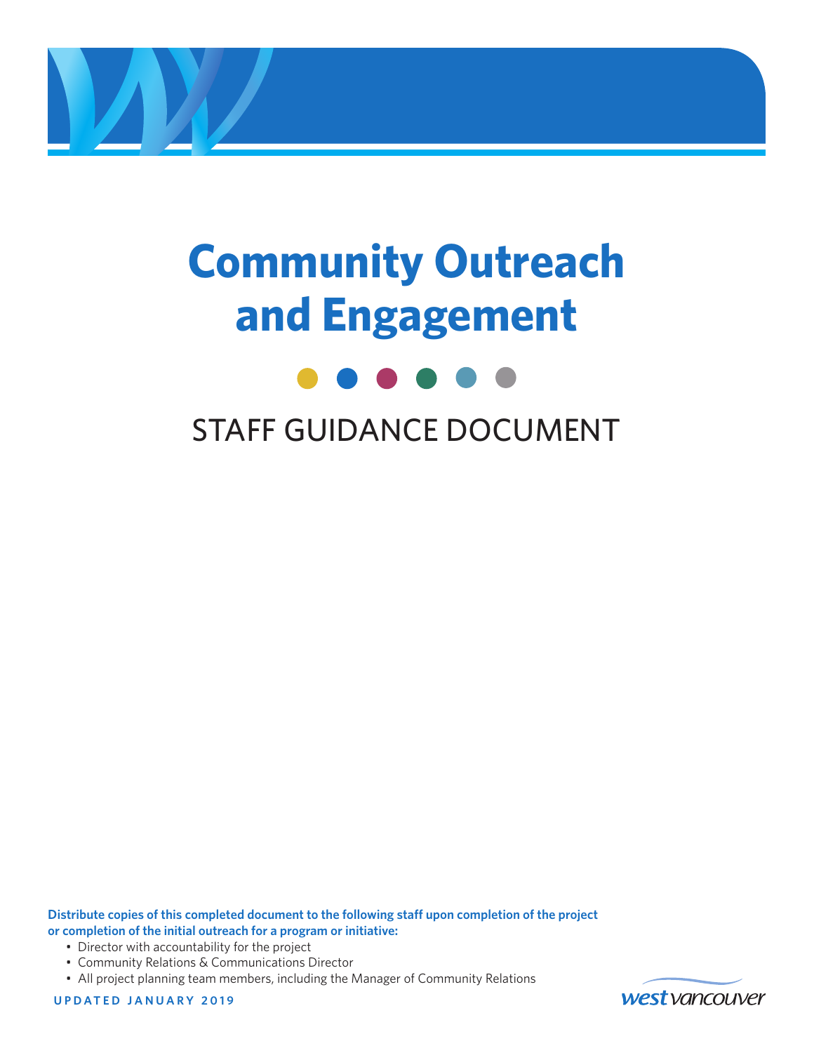# Community Outreach and Engagement

## STAFF GUIDANCE DOCUMENT

**Distribute copies of this completed document to the following staff upon completion of the project or completion of the initial outreach for a program or initiative:**

- Director with accountability for the project
- Community Relations & Communications Director
- All project planning team members, including the Manager of Community Relations

UPDATED JANUARY 2019

west vancouver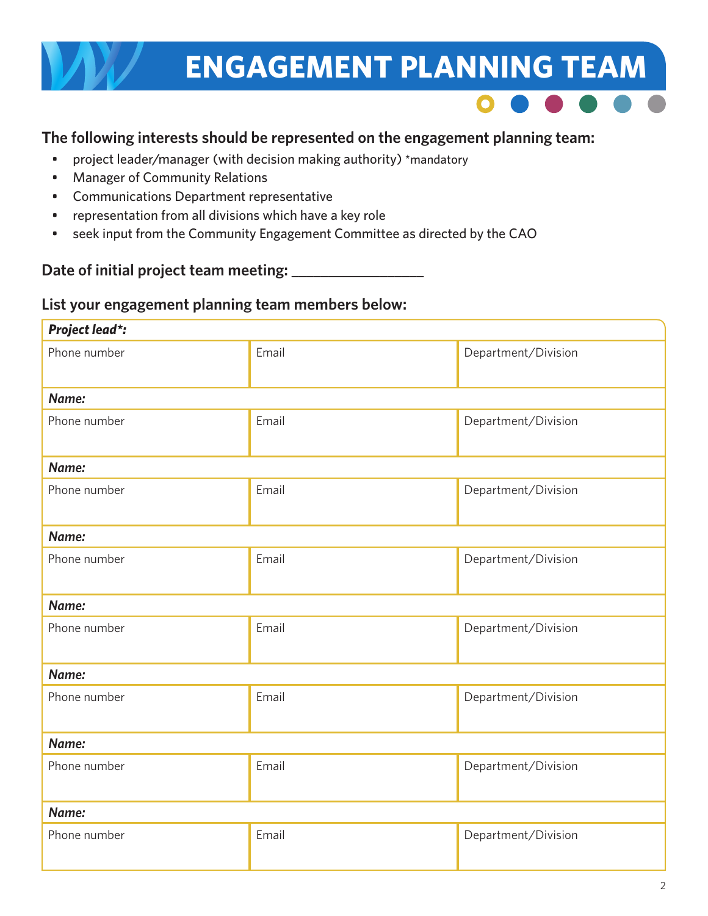# ENGAGEMENT PLANNING TEAM

**The following interests should be represented on the engagement planning team:**

- project leader/manager (with decision making authority) *mandatory
- Manager of Community Relations
- Communications Department representative
- representation from all divisions which have a key role
- seek input from the Community Engagement Committee as directed by the CAO

**Date of initial project team meeting: ________________**

**List your engagement planning team members below:**

| ***Project lead*:*** | | |
|---|---|---|
| Phone number | Email | Department/Division |
| ***Name:*** | | |
| Phone number | Email | Department/Division |
| ***Name:*** | | |
| Phone number | Email | Department/Division |
| ***Name:*** | | |
| Phone number | Email | Department/Division |
| ***Name:*** | | |
| Phone number | Email | Department/Division |
| ***Name:*** | | |
| Phone number | Email | Department/Division |
| ***Name:*** | | |
| Phone number | Email | Department/Division |
| ***Name:*** | | |
| Phone number | Email | Department/Division |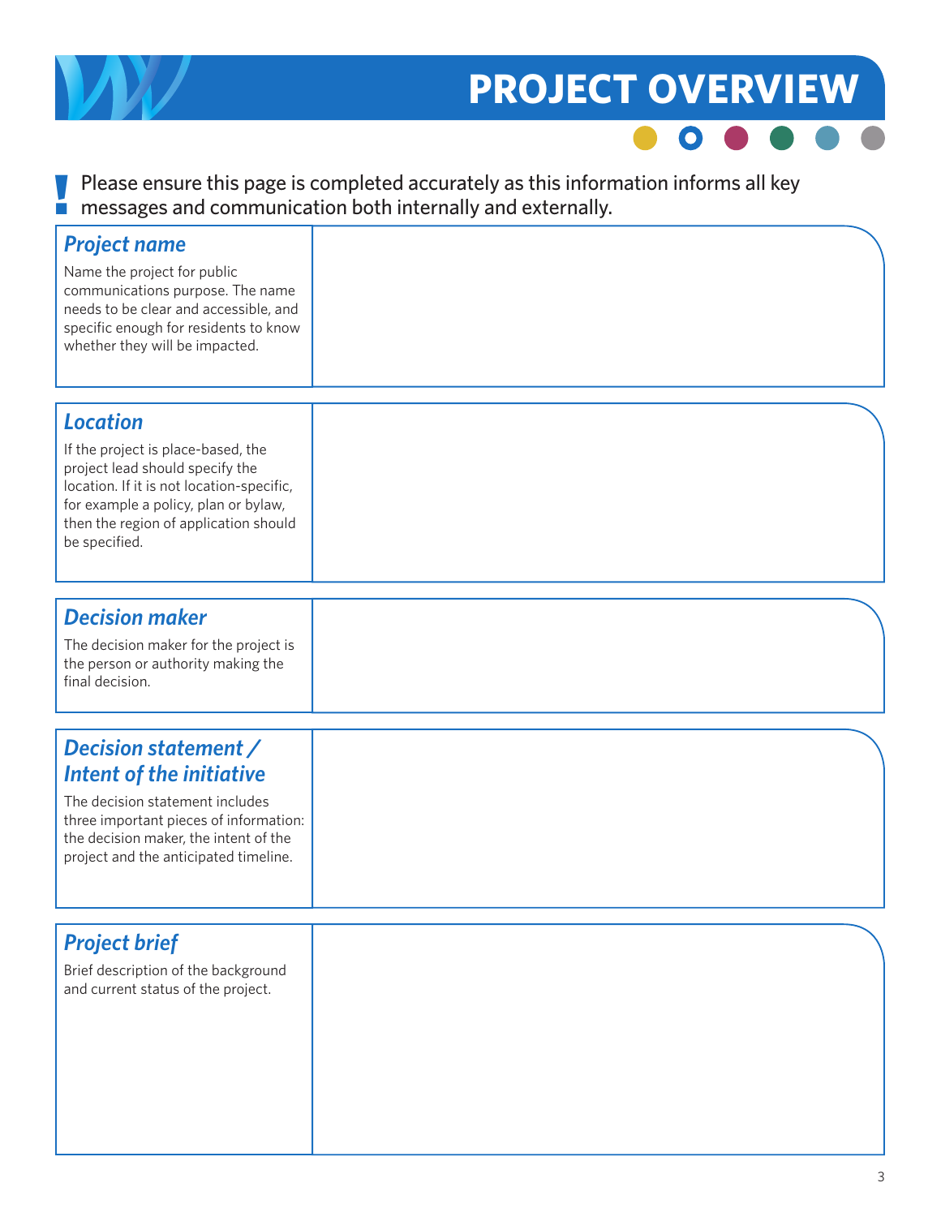# PROJECT OVERVIEW

**!** Please ensure this page is completed accurately as this information informs all key messages and communication both internally and externally.

| | |
|---|---|
| ***Project name***<br>Name the project for public communications purpose. The name needs to be clear and accessible, and specific enough for residents to know whether they will be impacted. | |
| ***Location***<br>If the project is place-based, the project lead should specify the location. If it is not location-specific, for example a policy, plan or bylaw, then the region of application should be specified. | |
| ***Decision maker***<br>The decision maker for the project is the person or authority making the final decision. | |
| ***Decision statement / Intent of the initiative***<br>The decision statement includes three important pieces of information: the decision maker, the intent of the project and the anticipated timeline. | |
| ***Project brief***<br>Brief description of the background and current status of the project. | |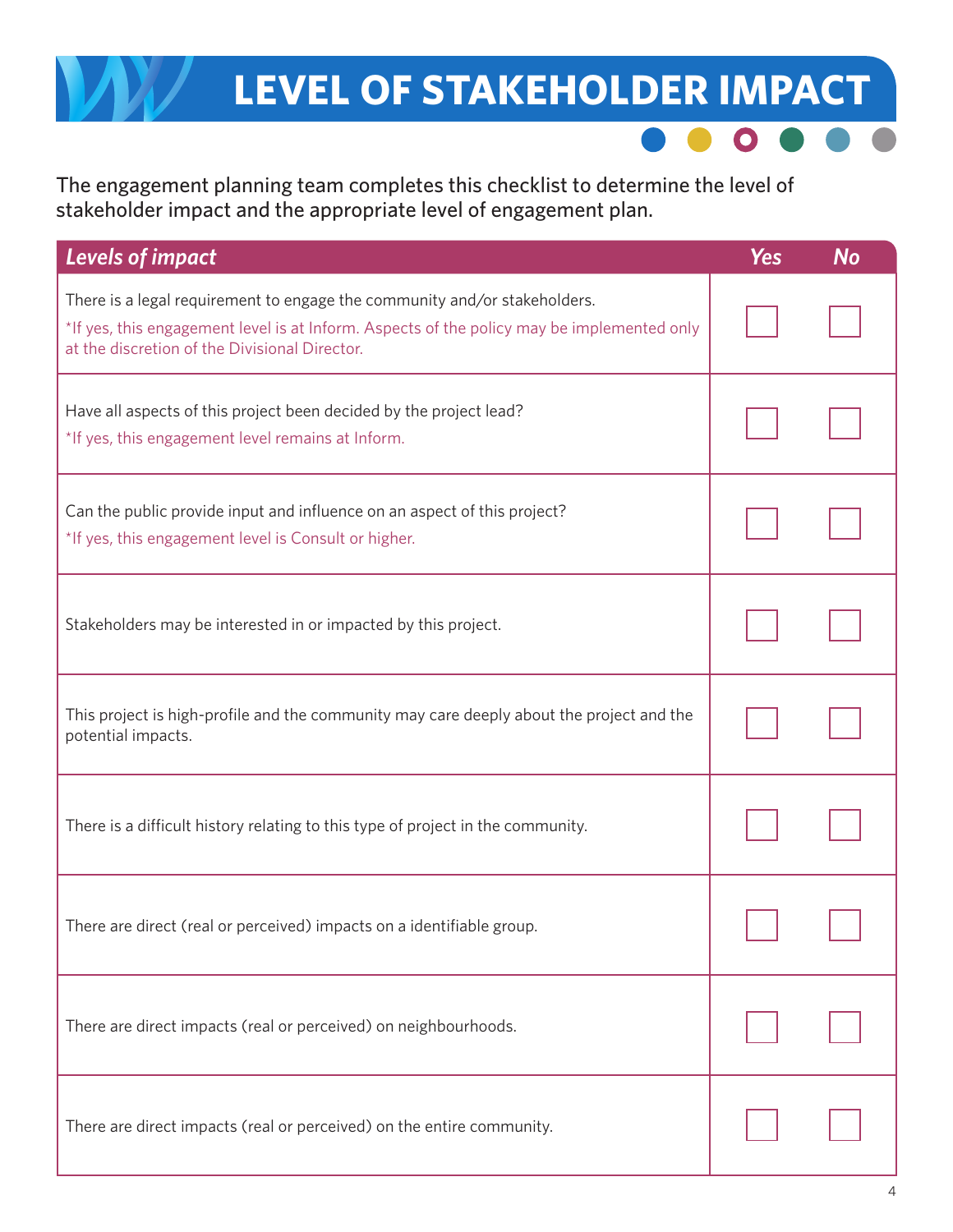# LEVEL OF STAKEHOLDER IMPACT

The engagement planning team completes this checklist to determine the level of stakeholder impact and the appropriate level of engagement plan.

| *Levels of impact* | *Yes* | *No* |
|---|---|---|
| There is a legal requirement to engage the community and/or stakeholders. *If yes, this engagement level is at Inform. Aspects of the policy may be implemented only at the discretion of the Divisional Director. | ☐ | ☐ |
| Have all aspects of this project been decided by the project lead? *If yes, this engagement level remains at Inform. | ☐ | ☐ |
| Can the public provide input and influence on an aspect of this project? *If yes, this engagement level is Consult or higher. | ☐ | ☐ |
| Stakeholders may be interested in or impacted by this project. | ☐ | ☐ |
| This project is high-profile and the community may care deeply about the project and the potential impacts. | ☐ | ☐ |
| There is a difficult history relating to this type of project in the community. | ☐ | ☐ |
| There are direct (real or perceived) impacts on a identifiable group. | ☐ | ☐ |
| There are direct impacts (real or perceived) on neighbourhoods. | ☐ | ☐ |
| There are direct impacts (real or perceived) on the entire community. | ☐ | ☐ |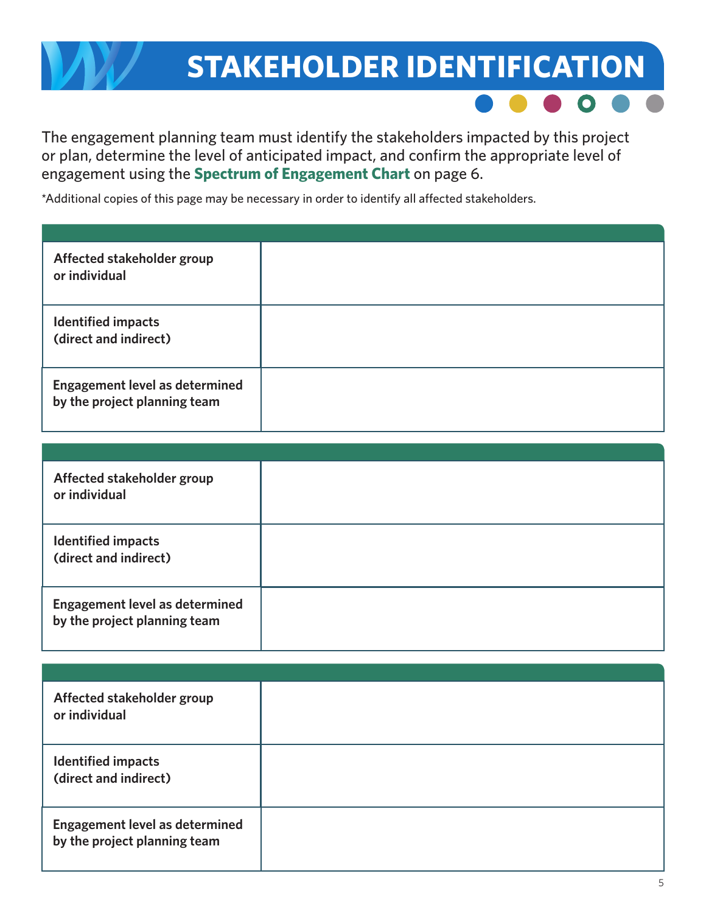# STAKEHOLDER IDENTIFICATION

The engagement planning team must identify the stakeholders impacted by this project or plan, determine the level of anticipated impact, and confirm the appropriate level of engagement using the **Spectrum of Engagement Chart** on page 6.

*Additional copies of this page may be necessary in order to identify all affected stakeholders.

| | |
|---|---|
| **Affected stakeholder group or individual** | |
| **Identified impacts (direct and indirect)** | |
| **Engagement level as determined by the project planning team** | |

| | |
|---|---|
| **Affected stakeholder group or individual** | |
| **Identified impacts (direct and indirect)** | |
| **Engagement level as determined by the project planning team** | |

| | |
|---|---|
| **Affected stakeholder group or individual** | |
| **Identified impacts (direct and indirect)** | |
| **Engagement level as determined by the project planning team** | |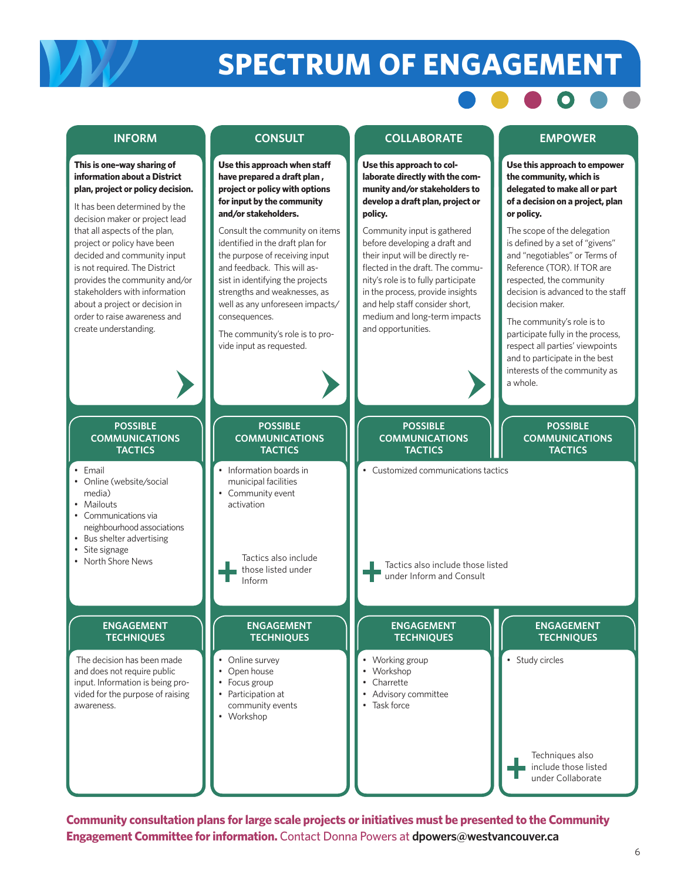# SPECTRUM OF ENGAGEMENT

| INFORM | CONSULT | COLLABORATE | EMPOWER |
|---|---|---|---|
| **This is one-way sharing of information about a District plan, project or policy decision.** It has been determined by the decision maker or project lead that all aspects of the plan, project or policy have been decided and community input is not required. The District provides the community and/or stakeholders with information about a project or decision in order to raise awareness and create understanding. | **Use this approach when staff have prepared a draft plan , project or policy with options for input by the community and/or stakeholders.** Consult the community on items identified in the draft plan for the purpose of receiving input and feedback. This will assist in identifying the projects strengths and weaknesses, as well as any unforeseen impacts/ consequences. The community's role is to provide input as requested. | **Use this approach to collaborate directly with the community and/or stakeholders to develop a draft plan, project or policy.** Community input is gathered before developing a draft and their input will be directly reflected in the draft. The community's role is to fully participate in the process, provide insights and help staff consider short, medium and long-term impacts and opportunities. | **Use this approach to empower the community, which is delegated to make all or part of a decision on a project, plan or policy.** The scope of the delegation is defined by a set of "givens" and "negotiables" or Terms of Reference (TOR). If TOR are respected, the community decision is advanced to the staff decision maker. The community's role is to participate fully in the process, respect all parties' viewpoints and to participate in the best interests of the community as a whole. |
| **POSSIBLE COMMUNICATIONS TACTICS** | **POSSIBLE COMMUNICATIONS TACTICS** | **POSSIBLE COMMUNICATIONS TACTICS** | **POSSIBLE COMMUNICATIONS TACTICS** |
| • Email<br>• Online (website/social media)<br>• Mailouts<br>• Communications via neighbourhood associations<br>• Bus shelter advertising<br>• Site signage<br>• North Shore News | • Information boards in municipal facilities<br>• Community event activation<br>+ Tactics also include those listed under Inform | • Customized communications tactics<br>+ Tactics also include those listed under Inform and Consult | |
| **ENGAGEMENT TECHNIQUES** | **ENGAGEMENT TECHNIQUES** | **ENGAGEMENT TECHNIQUES** | **ENGAGEMENT TECHNIQUES** |
| The decision has been made and does not require public input. Information is being provided for the purpose of raising awareness. | • Online survey<br>• Open house<br>• Focus group<br>• Participation at community events<br>• Workshop | • Working group<br>• Workshop<br>• Charrette<br>• Advisory committee<br>• Task force | • Study circles<br>+ Techniques also include those listed under Collaborate |

**Community consultation plans for large scale projects or initiatives must be presented to the Community Engagement Committee for information.** Contact Donna Powers at **dpowers@westvancouver.ca**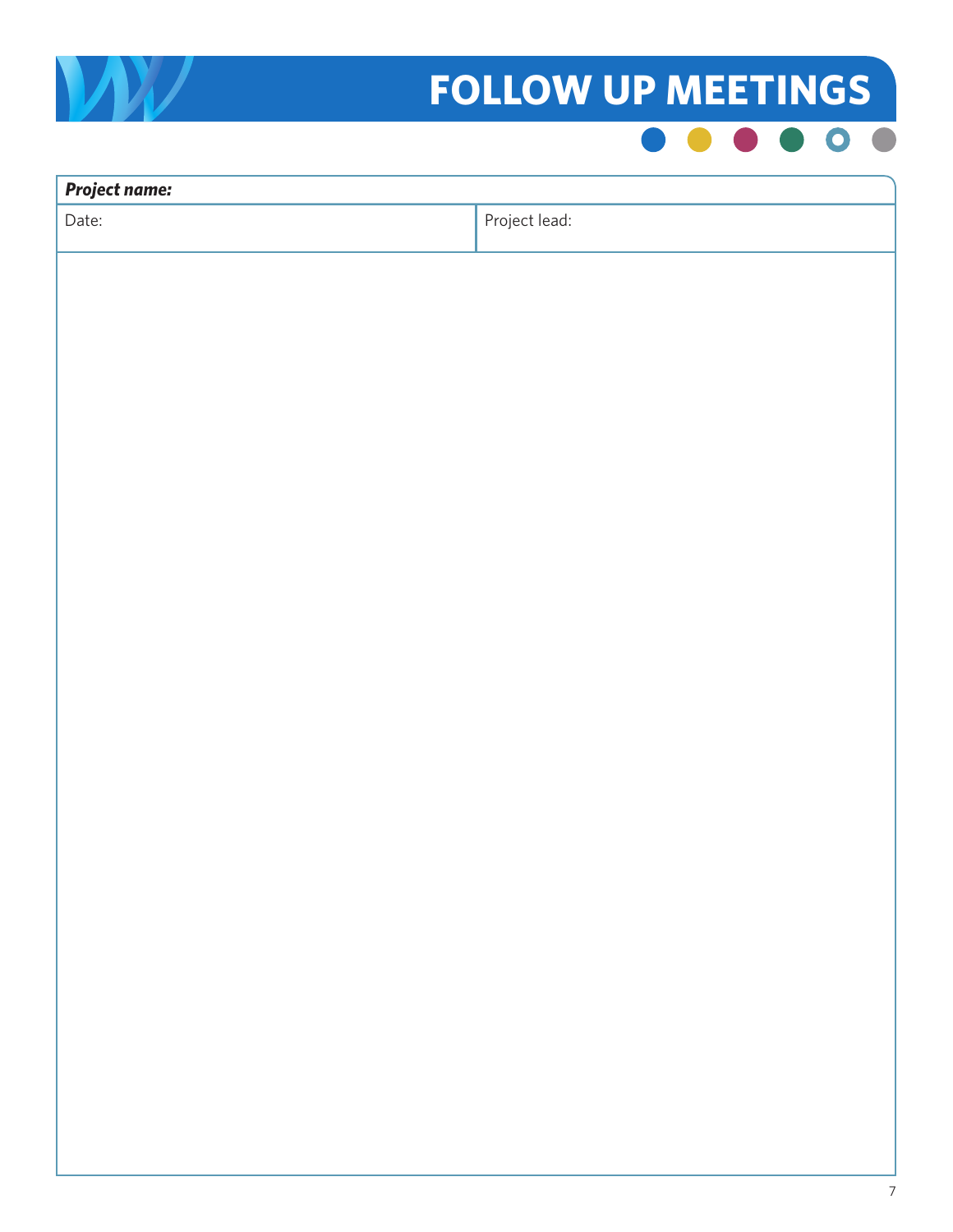# FOLLOW UP MEETINGS

| ***Project name:*** | |
|---|---|
| Date: | Project lead: |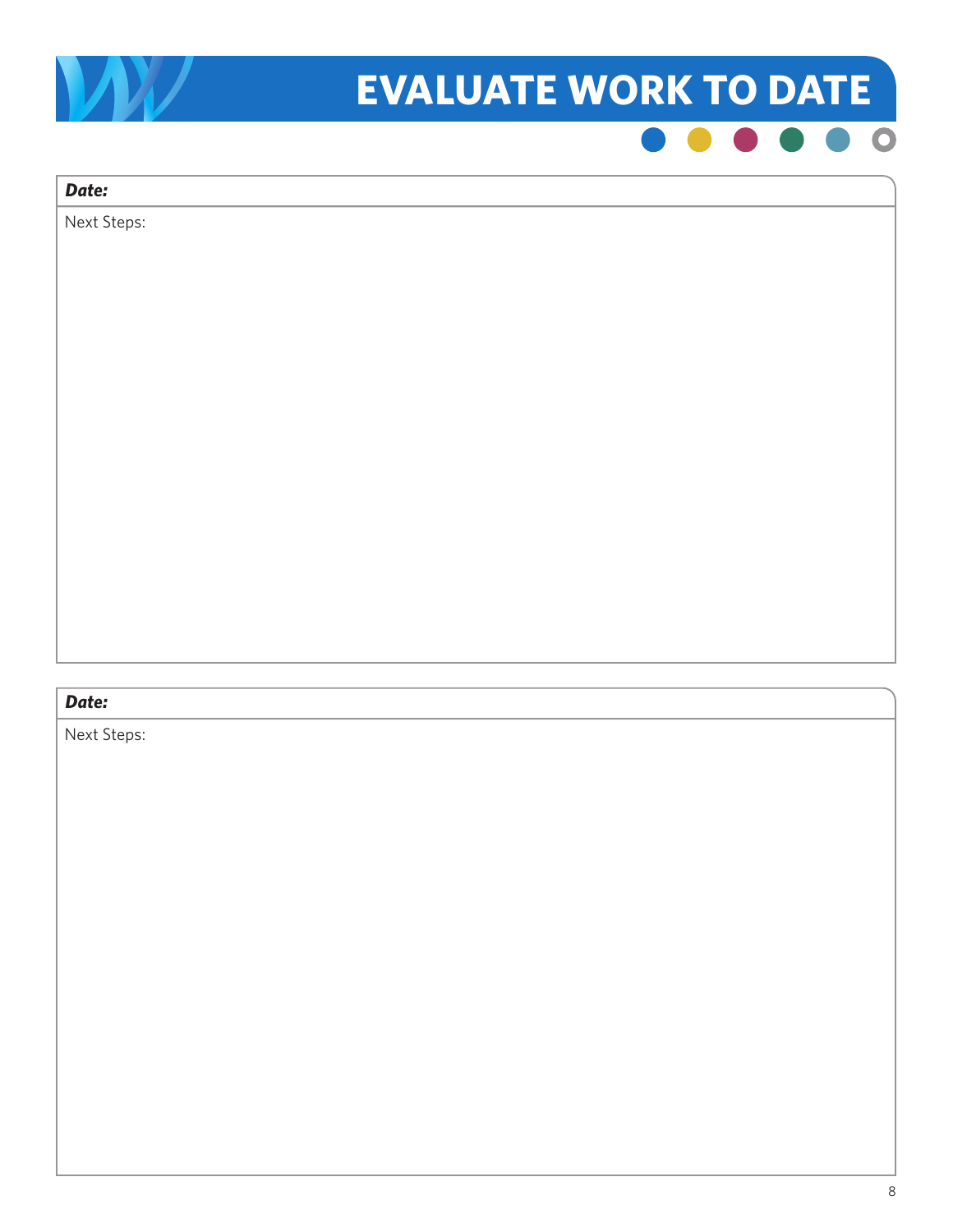# EVALUATE WORK TO DATE

***Date:***

Next Steps:

***Date:***

Next Steps: